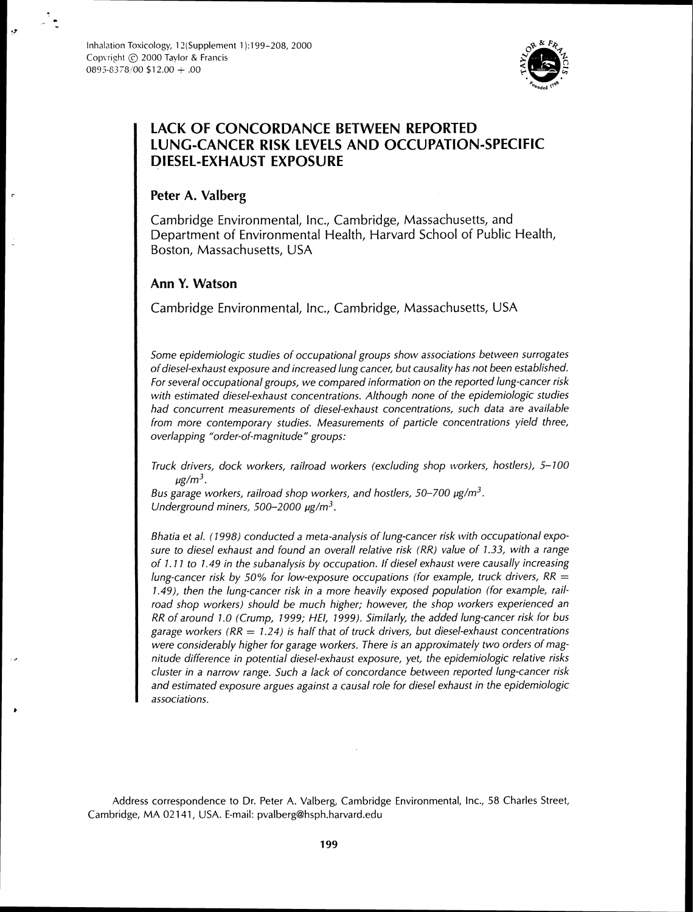# LACK OF CONCORDANCE BETWEEN REPORTED LUNG-CANCER RISK LEVELS AND OCCUPATION-SPECIFIC DIESEL-EXHAUST EXPOSURE

## Peter A. Valberg

Cambridge Environmental, Inc., Cambridge, Massachusetts, and Department of Environmental Health, Harvard School of Public Health, Boston, Massachusetts, USA

## Ann Y. Watson

Cambridge Environmental, Inc., Cambridge, Massachusetts, USA

*Some epidemiologic studies of occupational groups show associations between surrogates of diesel-exhaust exposure and increased lung cancer, but causality has not been established. For several occupational groups, we compared information on the reported lung-cancer risk with estimated diesel-exhaust concentrations. Although none of the epidemiologic studies had concurrent measurements of diesel-exhaust concentrations, such data are available from more contemporary studies. Measurements of particle concentrations yield three, overlapping "order-of-magnitude" groups:*

*Truck drivers, dock workers, railroad workers (excluding shop workers, hostlers), 5–100 $\mu g/m^3$.*
*Bus garage workers, railroad shop workers, and hostlers, 50–700 $\mu g/m^3$.*
*Underground miners, 500–2000 $\mu g/m^3$.*

*Bhatia et al. (1998) conducted a meta-analysis of lung-cancer risk with occupational exposure to diesel exhaust and found an overall relative risk (RR) value of 1.33, with a range of 1.11 to 1.49 in the subanalysis by occupation. If diesel exhaust were causally increasing lung-cancer risk by 50% for low-exposure occupations (for example, truck drivers, RR = 1.49), then the lung-cancer risk in a more heavily exposed population (for example, railroad shop workers) should be much higher; however, the shop workers experienced an RR of around 1.0 (Crump, 1999; HEI, 1999). Similarly, the added lung-cancer risk for bus garage workers (RR = 1.24) is half that of truck drivers, but diesel-exhaust concentrations were considerably higher for garage workers. There is an approximately two orders of magnitude difference in potential diesel-exhaust exposure, yet, the epidemiologic relative risks cluster in a narrow range. Such a lack of concordance between reported lung-cancer risk and estimated exposure argues against a causal role for diesel exhaust in the epidemiologic associations.*

Address correspondence to Dr. Peter A. Valberg, Cambridge Environmental, Inc., 58 Charles Street, Cambridge, MA 02141, USA. E-mail: pvalberg@hsph.harvard.edu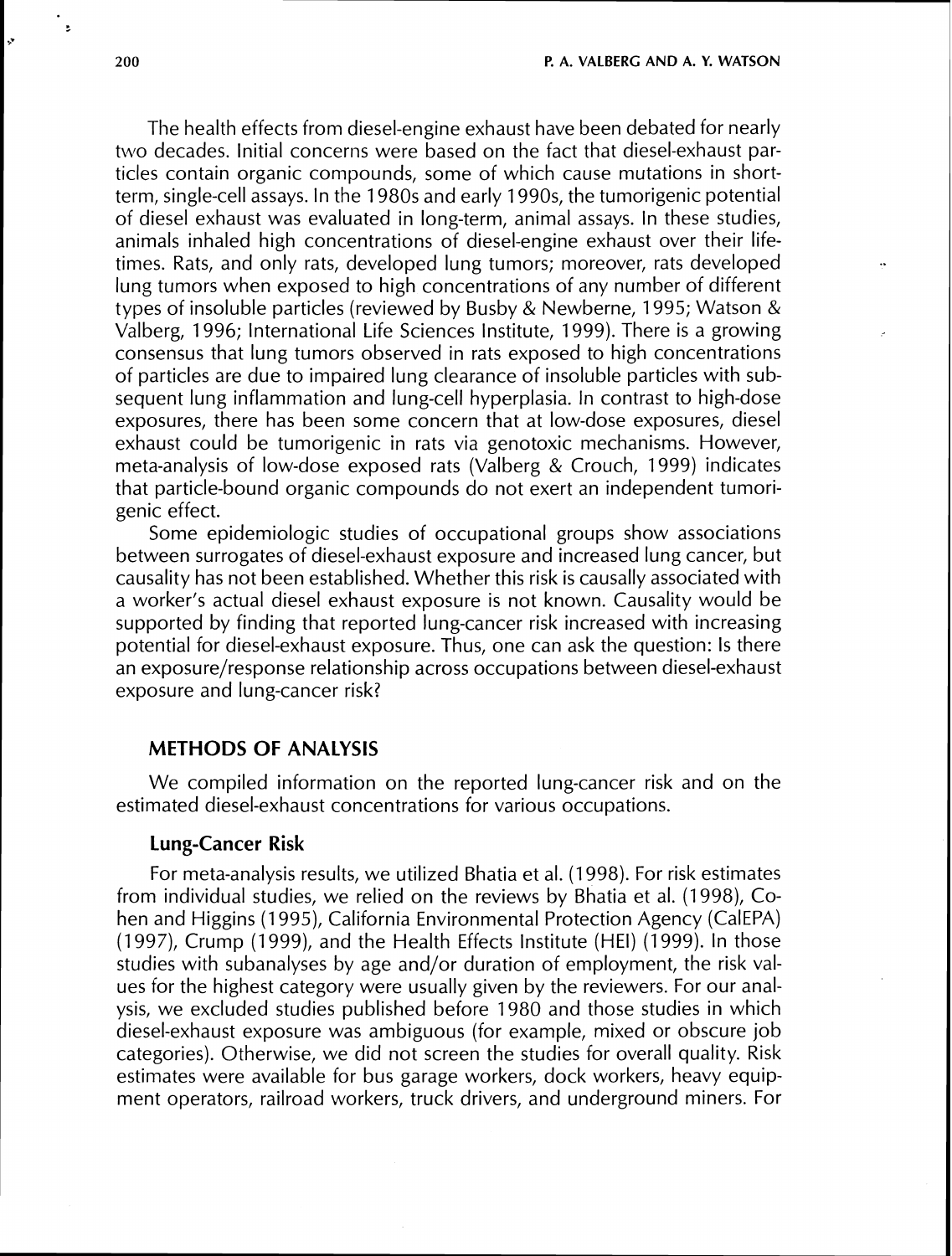The health effects from diesel-engine exhaust have been debated for nearly two decades. Initial concerns were based on the fact that diesel-exhaust particles contain organic compounds, some of which cause mutations in short-term, single-cell assays. In the 1980s and early 1990s, the tumorigenic potential of diesel exhaust was evaluated in long-term, animal assays. In these studies, animals inhaled high concentrations of diesel-engine exhaust over their lifetimes. Rats, and only rats, developed lung tumors; moreover, rats developed lung tumors when exposed to high concentrations of any number of different types of insoluble particles (reviewed by Busby & Newberne, 1995; Watson & Valberg, 1996; International Life Sciences Institute, 1999). There is a growing consensus that lung tumors observed in rats exposed to high concentrations of particles are due to impaired lung clearance of insoluble particles with subsequent lung inflammation and lung-cell hyperplasia. In contrast to high-dose exposures, there has been some concern that at low-dose exposures, diesel exhaust could be tumorigenic in rats via genotoxic mechanisms. However, meta-analysis of low-dose exposed rats (Valberg & Crouch, 1999) indicates that particle-bound organic compounds do not exert an independent tumorigenic effect.

Some epidemiologic studies of occupational groups show associations between surrogates of diesel-exhaust exposure and increased lung cancer, but causality has not been established. Whether this risk is causally associated with a worker's actual diesel exhaust exposure is not known. Causality would be supported by finding that reported lung-cancer risk increased with increasing potential for diesel-exhaust exposure. Thus, one can ask the question: Is there an exposure/response relationship across occupations between diesel-exhaust exposure and lung-cancer risk?

## METHODS OF ANALYSIS

We compiled information on the reported lung-cancer risk and on the estimated diesel-exhaust concentrations for various occupations.

### Lung-Cancer Risk

For meta-analysis results, we utilized Bhatia et al. (1998). For risk estimates from individual studies, we relied on the reviews by Bhatia et al. (1998), Cohen and Higgins (1995), California Environmental Protection Agency (CalEPA) (1997), Crump (1999), and the Health Effects Institute (HEI) (1999). In those studies with subanalyses by age and/or duration of employment, the risk values for the highest category were usually given by the reviewers. For our analysis, we excluded studies published before 1980 and those studies in which diesel-exhaust exposure was ambiguous (for example, mixed or obscure job categories). Otherwise, we did not screen the studies for overall quality. Risk estimates were available for bus garage workers, dock workers, heavy equipment operators, railroad workers, truck drivers, and underground miners. For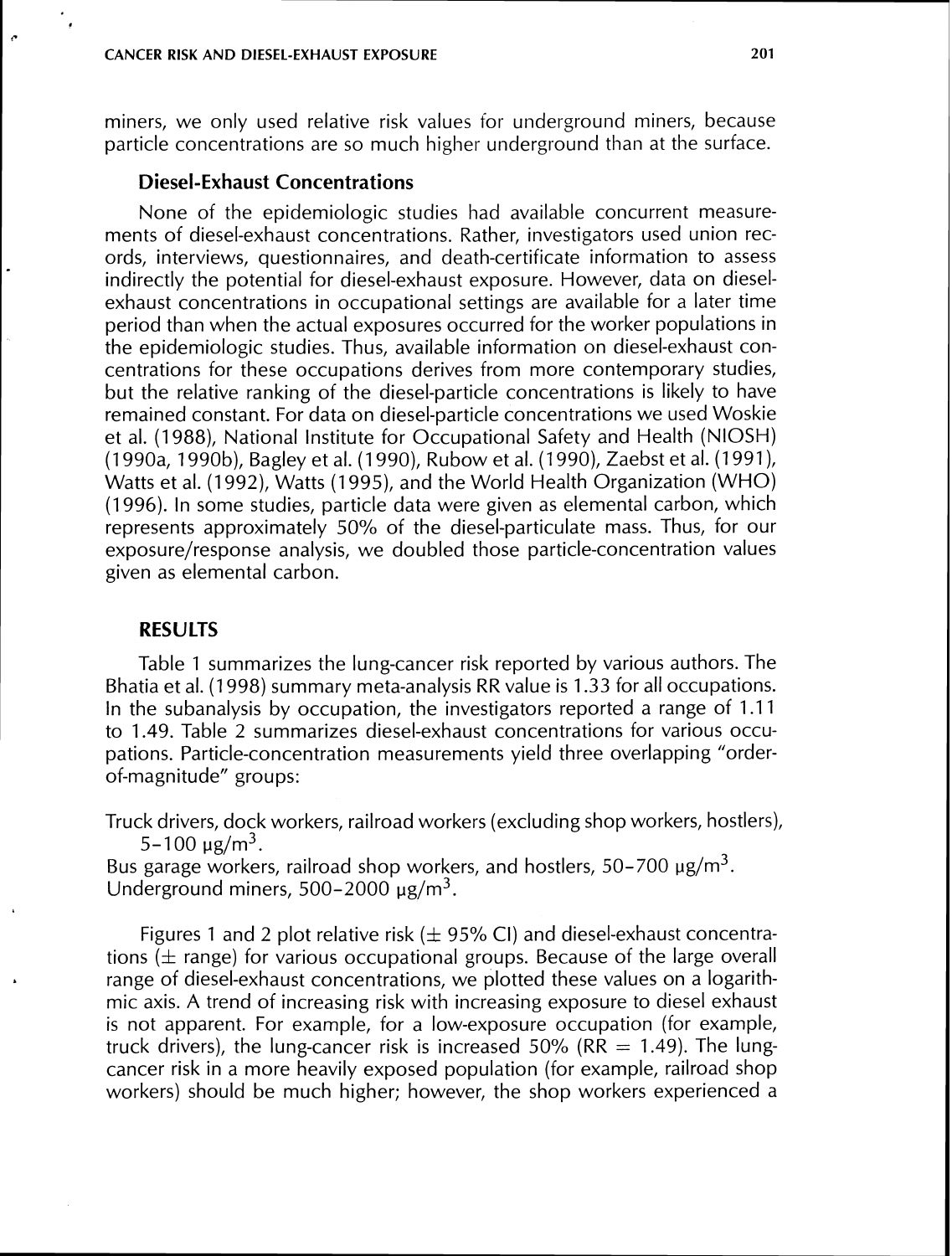miners, we only used relative risk values for underground miners, because particle concentrations are so much higher underground than at the surface.

### Diesel-Exhaust Concentrations

None of the epidemiologic studies had available concurrent measurements of diesel-exhaust concentrations. Rather, investigators used union records, interviews, questionnaires, and death-certificate information to assess indirectly the potential for diesel-exhaust exposure. However, data on diesel-exhaust concentrations in occupational settings are available for a later time period than when the actual exposures occurred for the worker populations in the epidemiologic studies. Thus, available information on diesel-exhaust concentrations for these occupations derives from more contemporary studies, but the relative ranking of the diesel-particle concentrations is likely to have remained constant. For data on diesel-particle concentrations we used Woskie et al. (1988), National Institute for Occupational Safety and Health (NIOSH) (1990a, 1990b), Bagley et al. (1990), Rubow et al. (1990), Zaebst et al. (1991), Watts et al. (1992), Watts (1995), and the World Health Organization (WHO) (1996). In some studies, particle data were given as elemental carbon, which represents approximately 50% of the diesel-particulate mass. Thus, for our exposure/response analysis, we doubled those particle-concentration values given as elemental carbon.

## RESULTS

Table 1 summarizes the lung-cancer risk reported by various authors. The Bhatia et al. (1998) summary meta-analysis RR value is 1.33 for all occupations. In the subanalysis by occupation, the investigators reported a range of 1.11 to 1.49. Table 2 summarizes diesel-exhaust concentrations for various occupations. Particle-concentration measurements yield three overlapping "order-of-magnitude" groups:

Truck drivers, dock workers, railroad workers (excluding shop workers, hostlers), 5–100 μg/m$^3$.
Bus garage workers, railroad shop workers, and hostlers, 50–700 μg/m$^3$.
Underground miners, 500–2000 μg/m$^3$.

Figures 1 and 2 plot relative risk ($\pm$ 95% CI) and diesel-exhaust concentrations ($\pm$ range) for various occupational groups. Because of the large overall range of diesel-exhaust concentrations, we plotted these values on a logarithmic axis. A trend of increasing risk with increasing exposure to diesel exhaust is not apparent. For example, for a low-exposure occupation (for example, truck drivers), the lung-cancer risk is increased 50% (RR = 1.49). The lung-cancer risk in a more heavily exposed population (for example, railroad shop workers) should be much higher; however, the shop workers experienced a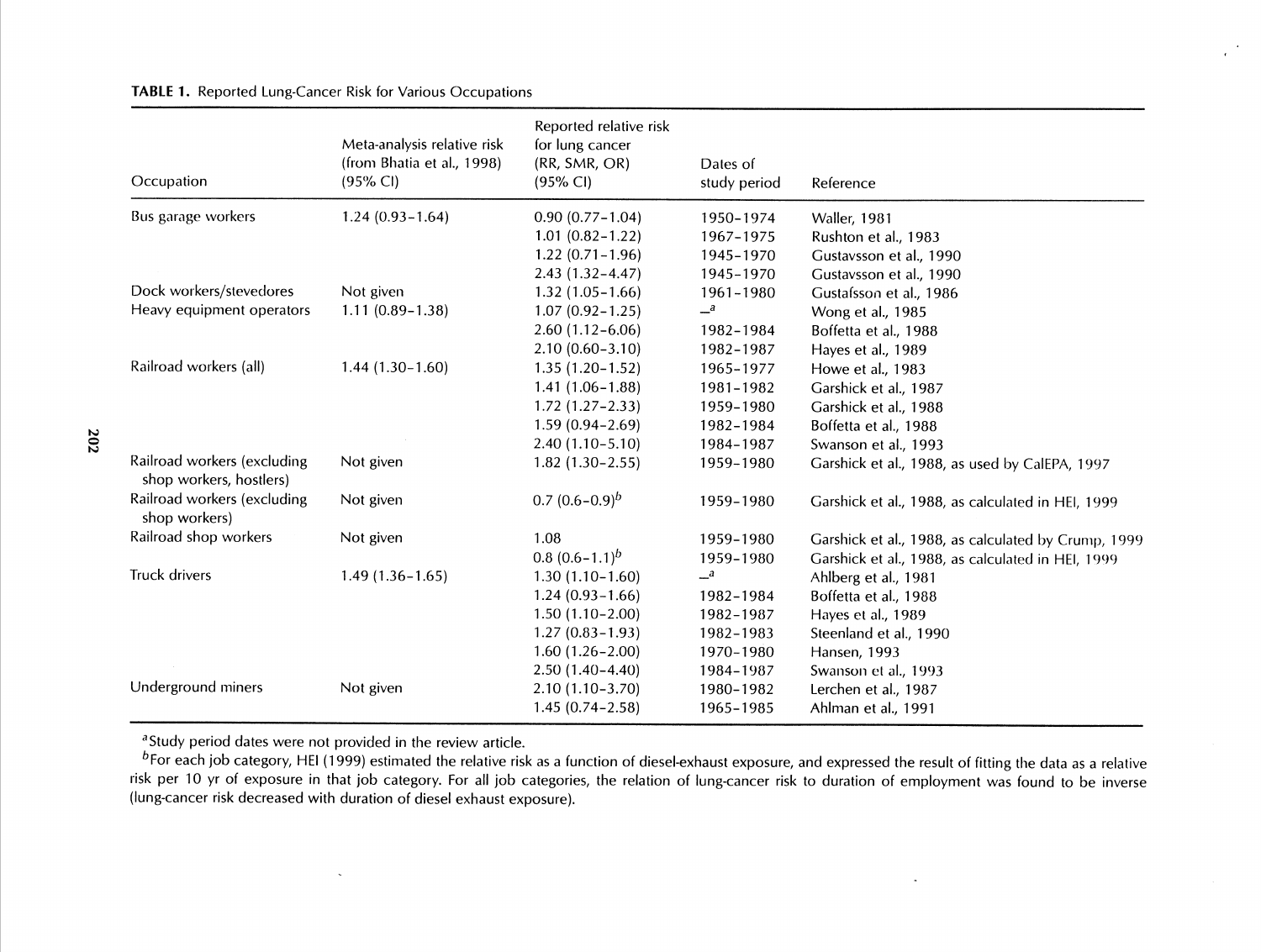**TABLE 1.** Reported Lung-Cancer Risk for Various Occupations

| Occupation | Meta-analysis relative risk (from Bhatia et al., 1998) (95% CI) | Reported relative risk for lung cancer (RR, SMR, OR) (95% CI) | Dates of study period | Reference |
|---|---|---|---|---|
| Bus garage workers | 1.24 (0.93–1.64) | 0.90 (0.77–1.04) | 1950–1974 | Waller, 1981 |
| | | 1.01 (0.82–1.22) | 1967–1975 | Rushton et al., 1983 |
| | | 1.22 (0.71–1.96) | 1945–1970 | Gustavsson et al., 1990 |
| | | 2.43 (1.32–4.47) | 1945–1970 | Gustavsson et al., 1990 |
| Dock workers/stevedores | Not given | 1.32 (1.05–1.66) | 1961–1980 | Gustafsson et al., 1986 |
| Heavy equipment operators | 1.11 (0.89–1.38) | 1.07 (0.92–1.25) | –[a] | Wong et al., 1985 |
| | | 2.60 (1.12–6.06) | 1982–1984 | Boffetta et al., 1988 |
| | | 2.10 (0.60–3.10) | 1982–1987 | Hayes et al., 1989 |
| Railroad workers (all) | 1.44 (1.30–1.60) | 1.35 (1.20–1.52) | 1965–1977 | Howe et al., 1983 |
| | | 1.41 (1.06–1.88) | 1981–1982 | Garshick et al., 1987 |
| | | 1.72 (1.27–2.33) | 1959–1980 | Garshick et al., 1988 |
| | | 1.59 (0.94–2.69) | 1982–1984 | Boffetta et al., 1988 |
| | | 2.40 (1.10–5.10) | 1984–1987 | Swanson et al., 1993 |
| Railroad workers (excluding shop workers, hostlers) | Not given | 1.82 (1.30–2.55) | 1959–1980 | Garshick et al., 1988, as used by CalEPA, 1997 |
| Railroad workers (excluding shop workers) | Not given | 0.7 (0.6–0.9)[b] | 1959–1980 | Garshick et al., 1988, as calculated in HEI, 1999 |
| Railroad shop workers | Not given | 1.08 | 1959–1980 | Garshick et al., 1988, as calculated by Crump, 1999 |
| | | 0.8 (0.6–1.1)[b] | 1959–1980 | Garshick et al., 1988, as calculated in HEI, 1999 |
| Truck drivers | 1.49 (1.36–1.65) | 1.30 (1.10–1.60) | –[a] | Ahlberg et al., 1981 |
| | | 1.24 (0.93–1.66) | 1982–1984 | Boffetta et al., 1988 |
| | | 1.50 (1.10–2.00) | 1982–1987 | Hayes et al., 1989 |
| | | 1.27 (0.83–1.93) | 1982–1983 | Steenland et al., 1990 |
| | | 1.60 (1.26–2.00) | 1970–1980 | Hansen, 1993 |
| | | 2.50 (1.40–4.40) | 1984–1987 | Swanson et al., 1993 |
| Underground miners | Not given | 2.10 (1.10–3.70) | 1980–1982 | Lerchen et al., 1987 |
| | | 1.45 (0.74–2.58) | 1965–1985 | Ahlman et al., 1991 |

[a]Study period dates were not provided in the review article.

[b]For each job category, HEI (1999) estimated the relative risk as a function of diesel-exhaust exposure, and expressed the result of fitting the data as a relative risk per 10 yr of exposure in that job category. For all job categories, the relation of lung-cancer risk to duration of employment was found to be inverse (lung-cancer risk decreased with duration of diesel exhaust exposure).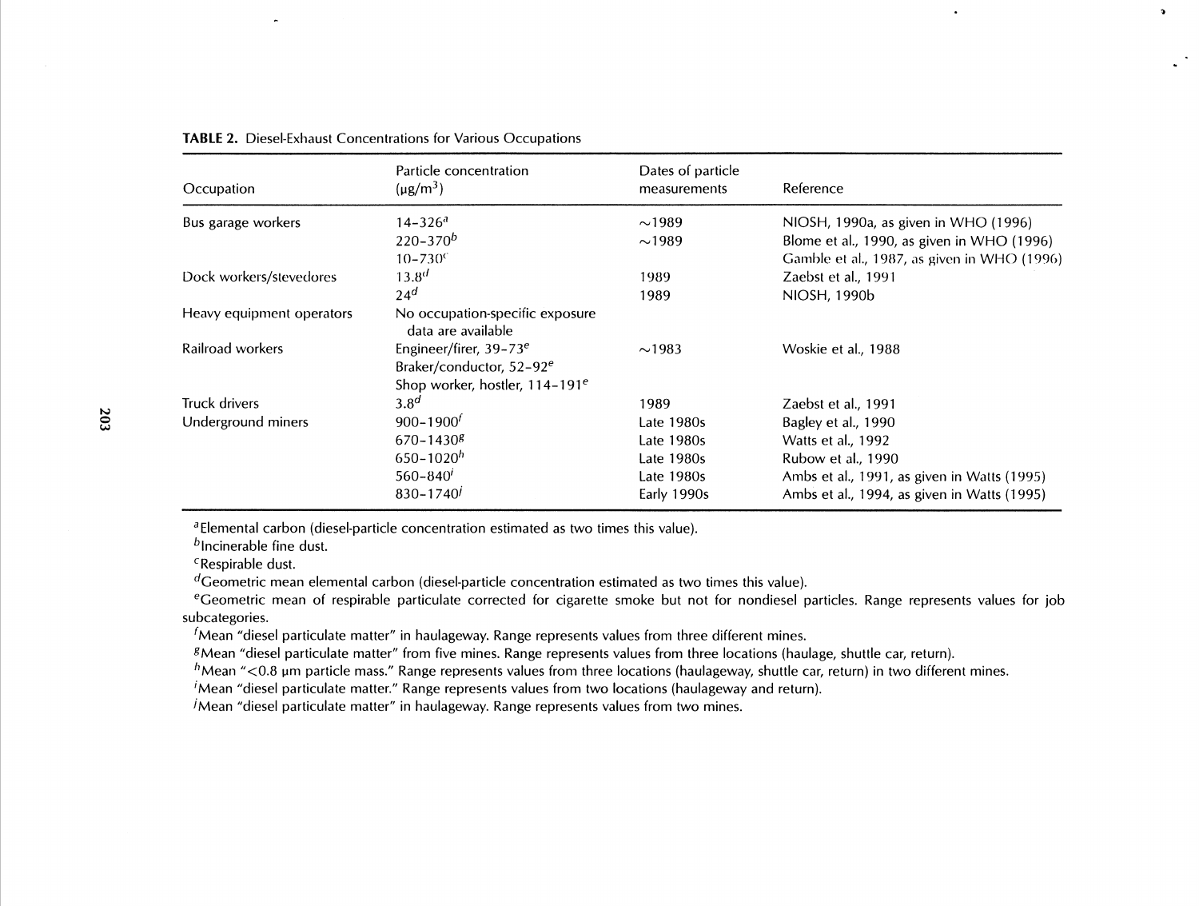**TABLE 2.** Diesel-Exhaust Concentrations for Various Occupations

| Occupation | Particle concentration (μg/m$^3$) | Dates of particle measurements | Reference |
|---|---|---|---|
| Bus garage workers | 14–326[a] | ~1989 | NIOSH, 1990a, as given in WHO (1996) |
| | 220–370[b] | ~1989 | Blome et al., 1990, as given in WHO (1996) |
| | 10–730[c] | | Gamble et al., 1987, as given in WHO (1996) |
| Dock workers/stevedores | 13.8[d] | 1989 | Zaebst et al., 1991 |
| | 24[d] | 1989 | NIOSH, 1990b |
| Heavy equipment operators | No occupation-specific exposure data are available | | |
| Railroad workers | Engineer/firer, 39–73[e] Braker/conductor, 52–92[e] Shop worker, hostler, 114–191[e] | ~1983 | Woskie et al., 1988 |
| Truck drivers | 3.8[d] | 1989 | Zaebst et al., 1991 |
| Underground miners | 900–1900[f] | Late 1980s | Bagley et al., 1990 |
| | 670–1430[g] | Late 1980s | Watts et al., 1992 |
| | 650–1020[h] | Late 1980s | Rubow et al., 1990 |
| | 560–840[i] | Late 1980s | Ambs et al., 1991, as given in Watts (1995) |
| | 830–1740[j] | Early 1990s | Ambs et al., 1994, as given in Watts (1995) |

[a] Elemental carbon (diesel-particle concentration estimated as two times this value).
[b] Incinerable fine dust.
[c] Respirable dust.
[d] Geometric mean elemental carbon (diesel-particle concentration estimated as two times this value).
[e] Geometric mean of respirable particulate corrected for cigarette smoke but not for nondiesel particles. Range represents values for job subcategories.
[f] Mean "diesel particulate matter" in haulageway. Range represents values from three different mines.
[g] Mean "diesel particulate matter" from five mines. Range represents values from three locations (haulage, shuttle car, return).
[h] Mean "<0.8 μm particle mass." Range represents values from three locations (haulageway, shuttle car, return) in two different mines.
[i] Mean "diesel particulate matter." Range represents values from two locations (haulageway and return).
[j] Mean "diesel particulate matter" in haulageway. Range represents values from two mines.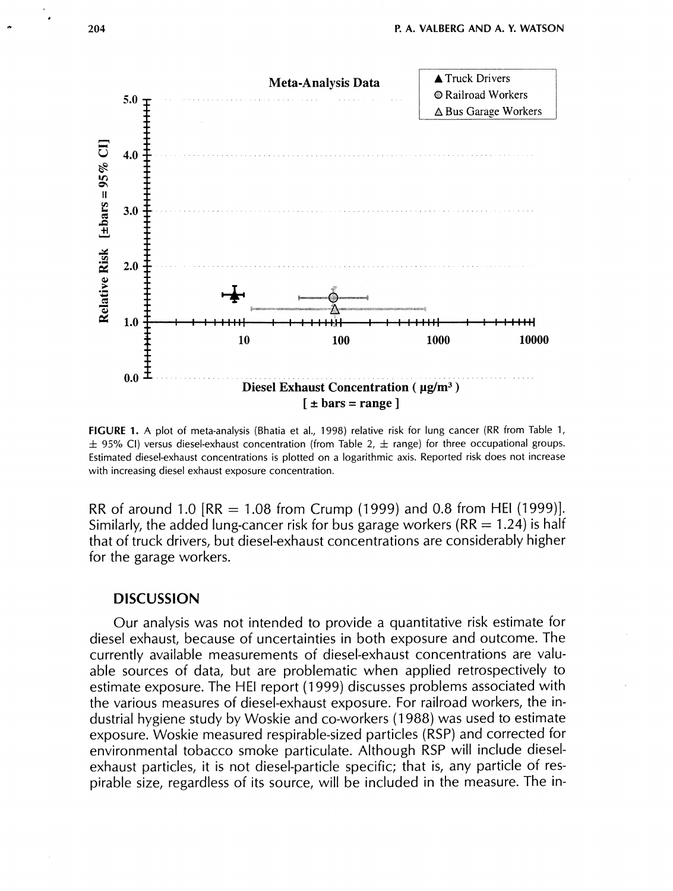FIGURE 1. A plot of meta-analysis (Bhatia et al., 1998) relative risk for lung cancer (RR from Table 1, ± 95% CI) versus diesel-exhaust concentration (from Table 2, ± range) for three occupational groups. Estimated diesel-exhaust concentrations is plotted on a logarithmic axis. Reported risk does not increase with increasing diesel exhaust exposure concentration.

RR of around 1.0 [RR = 1.08 from Crump (1999) and 0.8 from HEI (1999)]. Similarly, the added lung-cancer risk for bus garage workers (RR = 1.24) is half that of truck drivers, but diesel-exhaust concentrations are considerably higher for the garage workers.

## DISCUSSION

Our analysis was not intended to provide a quantitative risk estimate for diesel exhaust, because of uncertainties in both exposure and outcome. The currently available measurements of diesel-exhaust concentrations are valuable sources of data, but are problematic when applied retrospectively to estimate exposure. The HEI report (1999) discusses problems associated with the various measures of diesel-exhaust exposure. For railroad workers, the industrial hygiene study by Woskie and co-workers (1988) was used to estimate exposure. Woskie measured respirable-sized particles (RSP) and corrected for environmental tobacco smoke particulate. Although RSP will include diesel-exhaust particles, it is not diesel-particle specific; that is, any particle of respirable size, regardless of its source, will be included in the measure. The in-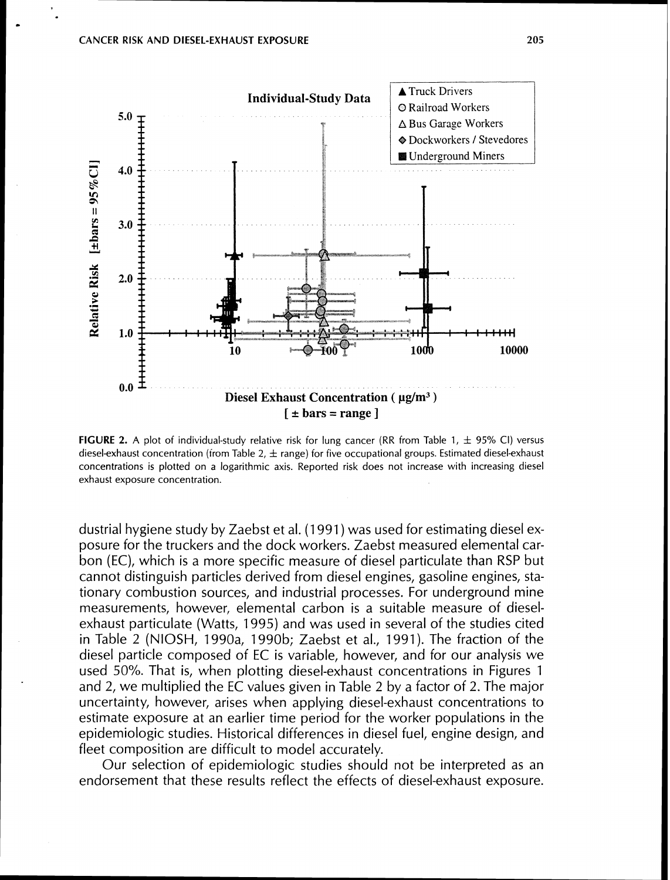**FIGURE 2.** A plot of individual-study relative risk for lung cancer (RR from Table 1, ± 95% CI) versus diesel-exhaust concentration (from Table 2, ± range) for five occupational groups. Estimated diesel-exhaust concentrations is plotted on a logarithmic axis. Reported risk does not increase with increasing diesel exhaust exposure concentration.

dustrial hygiene study by Zaebst et al. (1991) was used for estimating diesel exposure for the truckers and the dock workers. Zaebst measured elemental carbon (EC), which is a more specific measure of diesel particulate than RSP but cannot distinguish particles derived from diesel engines, gasoline engines, stationary combustion sources, and industrial processes. For underground mine measurements, however, elemental carbon is a suitable measure of diesel-exhaust particulate (Watts, 1995) and was used in several of the studies cited in Table 2 (NIOSH, 1990a, 1990b; Zaebst et al., 1991). The fraction of the diesel particle composed of EC is variable, however, and for our analysis we used 50%. That is, when plotting diesel-exhaust concentrations in Figures 1 and 2, we multiplied the EC values given in Table 2 by a factor of 2. The major uncertainty, however, arises when applying diesel-exhaust concentrations to estimate exposure at an earlier time period for the worker populations in the epidemiologic studies. Historical differences in diesel fuel, engine design, and fleet composition are difficult to model accurately.

Our selection of epidemiologic studies should not be interpreted as an endorsement that these results reflect the effects of diesel-exhaust exposure.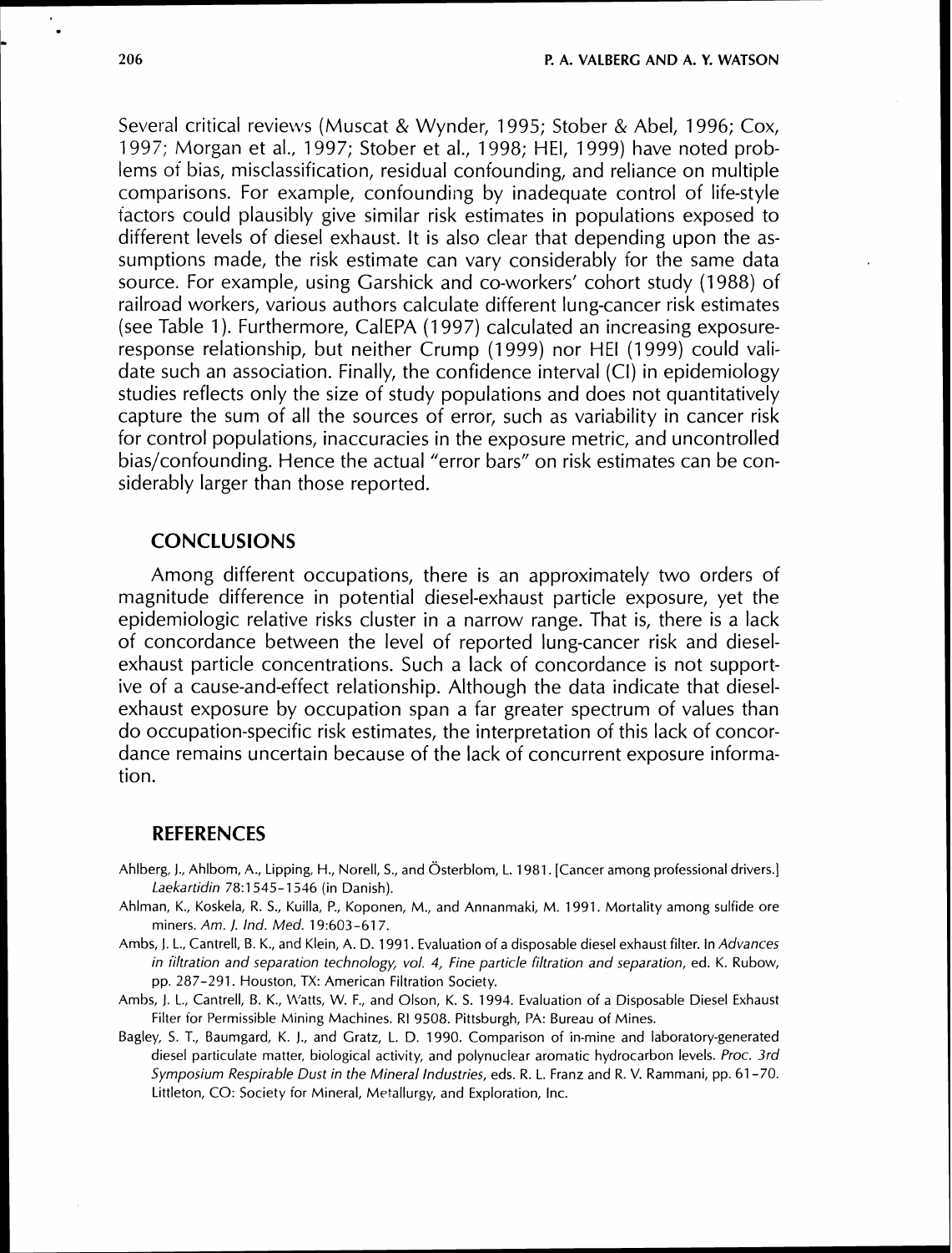Several critical reviews (Muscat & Wynder, 1995; Stober & Abel, 1996; Cox, 1997; Morgan et al., 1997; Stober et al., 1998; HEI, 1999) have noted problems of bias, misclassification, residual confounding, and reliance on multiple comparisons. For example, confounding by inadequate control of life-style factors could plausibly give similar risk estimates in populations exposed to different levels of diesel exhaust. It is also clear that depending upon the assumptions made, the risk estimate can vary considerably for the same data source. For example, using Garshick and co-workers' cohort study (1988) of railroad workers, various authors calculate different lung-cancer risk estimates (see Table 1). Furthermore, CalEPA (1997) calculated an increasing exposure-response relationship, but neither Crump (1999) nor HEI (1999) could validate such an association. Finally, the confidence interval (CI) in epidemiology studies reflects only the size of study populations and does not quantitatively capture the sum of all the sources of error, such as variability in cancer risk for control populations, inaccuracies in the exposure metric, and uncontrolled bias/confounding. Hence the actual "error bars" on risk estimates can be considerably larger than those reported.

## CONCLUSIONS

Among different occupations, there is an approximately two orders of magnitude difference in potential diesel-exhaust particle exposure, yet the epidemiologic relative risks cluster in a narrow range. That is, there is a lack of concordance between the level of reported lung-cancer risk and diesel-exhaust particle concentrations. Such a lack of concordance is not supportive of a cause-and-effect relationship. Although the data indicate that diesel-exhaust exposure by occupation span a far greater spectrum of values than do occupation-specific risk estimates, the interpretation of this lack of concordance remains uncertain because of the lack of concurrent exposure information.

## REFERENCES

Ahlberg, J., Ahlbom, A., Lipping, H., Norell, S., and Österblom, L. 1981. [Cancer among professional drivers.] *Laekartidin* 78:1545–1546 (in Danish).

Ahlman, K., Koskela, R. S., Kuilla, P., Koponen, M., and Annanmaki, M. 1991. Mortality among sulfide ore miners. *Am. J. Ind. Med.* 19:603–617.

Ambs, J. L., Cantrell, B. K., and Klein, A. D. 1991. Evaluation of a disposable diesel exhaust filter. In *Advances in filtration and separation technology, vol. 4, Fine particle filtration and separation*, ed. K. Rubow, pp. 287–291. Houston, TX: American Filtration Society.

Ambs, J. L., Cantrell, B. K., Watts, W. F., and Olson, K. S. 1994. Evaluation of a Disposable Diesel Exhaust Filter for Permissible Mining Machines. RI 9508. Pittsburgh, PA: Bureau of Mines.

Bagley, S. T., Baumgard, K. J., and Gratz, L. D. 1990. Comparison of in-mine and laboratory-generated diesel particulate matter, biological activity, and polynuclear aromatic hydrocarbon levels. *Proc. 3rd Symposium Respirable Dust in the Mineral Industries*, eds. R. L. Franz and R. V. Rammani, pp. 61–70. Littleton, CO: Society for Mineral, Metallurgy, and Exploration, Inc.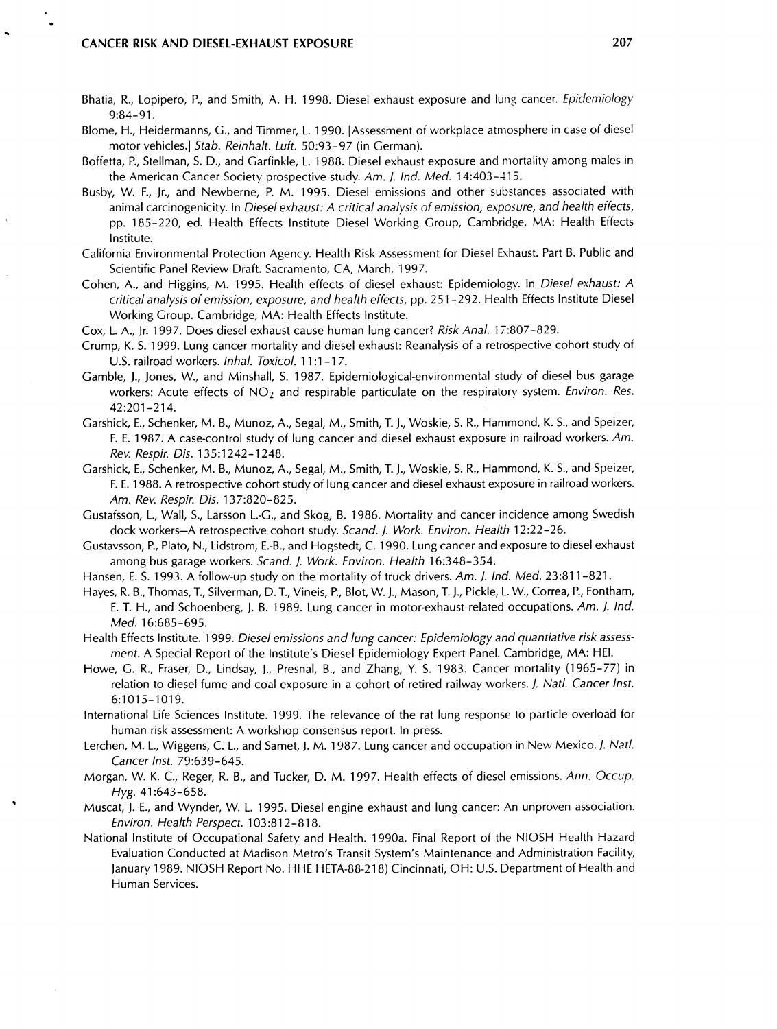Bhatia, R., Lopipero, P., and Smith, A. H. 1998. Diesel exhaust exposure and lung cancer. *Epidemiology* 9:84–91.

Blome, H., Heidermanns, G., and Timmer, L. 1990. [Assessment of workplace atmosphere in case of diesel motor vehicles.] *Stab. Reinhalt. Luft.* 50:93–97 (in German).

Boffetta, P., Stellman, S. D., and Garfinkle, L. 1988. Diesel exhaust exposure and mortality among males in the American Cancer Society prospective study. *Am. J. Ind. Med.* 14:403–415.

Busby, W. F., Jr., and Newberne, P. M. 1995. Diesel emissions and other substances associated with animal carcinogenicity. In *Diesel exhaust: A critical analysis of emission, exposure, and health effects*, pp. 185–220, ed. Health Effects Institute Diesel Working Group, Cambridge, MA: Health Effects Institute.

California Environmental Protection Agency. Health Risk Assessment for Diesel Exhaust. Part B. Public and Scientific Panel Review Draft. Sacramento, CA, March, 1997.

Cohen, A., and Higgins, M. 1995. Health effects of diesel exhaust: Epidemiology. In *Diesel exhaust: A critical analysis of emission, exposure, and health effects*, pp. 251–292. Health Effects Institute Diesel Working Group. Cambridge, MA: Health Effects Institute.

Cox, L. A., Jr. 1997. Does diesel exhaust cause human lung cancer? *Risk Anal.* 17:807–829.

Crump, K. S. 1999. Lung cancer mortality and diesel exhaust: Reanalysis of a retrospective cohort study of U.S. railroad workers. *Inhal. Toxicol.* 11:1–17.

Gamble, J., Jones, W., and Minshall, S. 1987. Epidemiological-environmental study of diesel bus garage workers: Acute effects of $NO_2$ and respirable particulate on the respiratory system. *Environ. Res.* 42:201–214.

Garshick, E., Schenker, M. B., Munoz, A., Segal, M., Smith, T. J., Woskie, S. R., Hammond, K. S., and Speizer, F. E. 1987. A case-control study of lung cancer and diesel exhaust exposure in railroad workers. *Am. Rev. Respir. Dis.* 135:1242–1248.

Garshick, E., Schenker, M. B., Munoz, A., Segal, M., Smith, T. J., Woskie, S. R., Hammond, K. S., and Speizer, F. E. 1988. A retrospective cohort study of lung cancer and diesel exhaust exposure in railroad workers. *Am. Rev. Respir. Dis.* 137:820–825.

Gustafsson, L., Wall, S., Larsson L.-G., and Skog, B. 1986. Mortality and cancer incidence among Swedish dock workers—A retrospective cohort study. *Scand. J. Work. Environ. Health* 12:22–26.

Gustavsson, P., Plato, N., Lidstrom, E.-B., and Hogstedt, C. 1990. Lung cancer and exposure to diesel exhaust among bus garage workers. *Scand. J. Work. Environ. Health* 16:348–354.

Hansen, E. S. 1993. A follow-up study on the mortality of truck drivers. *Am. J. Ind. Med.* 23:811–821.

Hayes, R. B., Thomas, T., Silverman, D. T., Vineis, P., Blot, W. J., Mason, T. J., Pickle, L. W., Correa, P., Fontham, E. T. H., and Schoenberg, J. B. 1989. Lung cancer in motor-exhaust related occupations. *Am. J. Ind. Med.* 16:685–695.

Health Effects Institute. 1999. *Diesel emissions and lung cancer: Epidemiology and quantiative risk assessment*. A Special Report of the Institute's Diesel Epidemiology Expert Panel. Cambridge, MA: HEI.

Howe, G. R., Fraser, D., Lindsay, J., Presnal, B., and Zhang, Y. S. 1983. Cancer mortality (1965–77) in relation to diesel fume and coal exposure in a cohort of retired railway workers. *J. Natl. Cancer Inst.* 6:1015–1019.

International Life Sciences Institute. 1999. The relevance of the rat lung response to particle overload for human risk assessment: A workshop consensus report. In press.

Lerchen, M. L., Wiggens, C. L., and Samet, J. M. 1987. Lung cancer and occupation in New Mexico. *J. Natl. Cancer Inst.* 79:639–645.

Morgan, W. K. C., Reger, R. B., and Tucker, D. M. 1997. Health effects of diesel emissions. *Ann. Occup. Hyg.* 41:643–658.

Muscat, J. E., and Wynder, W. L. 1995. Diesel engine exhaust and lung cancer: An unproven association. *Environ. Health Perspect.* 103:812–818.

National Institute of Occupational Safety and Health. 1990a. Final Report of the NIOSH Health Hazard Evaluation Conducted at Madison Metro's Transit System's Maintenance and Administration Facility, January 1989. NIOSH Report No. HHE HETA-88-218) Cincinnati, OH: U.S. Department of Health and Human Services.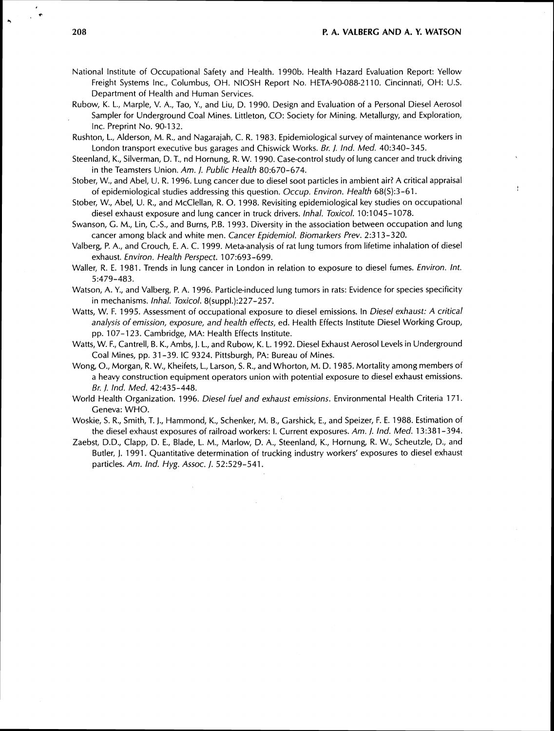National Institute of Occupational Safety and Health. 1990b. Health Hazard Evaluation Report: Yellow Freight Systems Inc., Columbus, OH. NIOSH Report No. HETA-90-088-2110. Cincinnati, OH: U.S. Department of Health and Human Services.

Rubow, K. L., Marple, V. A., Tao, Y., and Liu, D. 1990. Design and Evaluation of a Personal Diesel Aerosol Sampler for Underground Coal Mines. Littleton, CO: Society for Mining. Metallurgy, and Exploration, Inc. Preprint No. 90-132.

Rushton, L., Alderson, M. R., and Nagarajah, C. R. 1983. Epidemiological survey of maintenance workers in London transport executive bus garages and Chiswick Works. *Br. J. Ind. Med.* 40:340–345.

Steenland, K., Silverman, D. T., nd Hornung, R. W. 1990. Case-control study of lung cancer and truck driving in the Teamsters Union. *Am. J. Public Health* 80:670–674.

Stober, W., and Abel, U. R. 1996. Lung cancer due to diesel soot particles in ambient air? A critical appraisal of epidemiological studies addressing this question. *Occup. Environ. Health* 68(S):3–61.

Stober, W., Abel, U. R., and McClellan, R. O. 1998. Revisiting epidemiological key studies on occupational diesel exhaust exposure and lung cancer in truck drivers. *Inhal. Toxicol.* 10:1045–1078.

Swanson, G. M., Lin, C.-S., and Burns, P.B. 1993. Diversity in the association between occupation and lung cancer among black and white men. *Cancer Epidemiol. Biomarkers Prev.* 2:313–320.

Valberg, P. A., and Crouch, E. A. C. 1999. Meta-analysis of rat lung tumors from lifetime inhalation of diesel exhaust. *Environ. Health Perspect.* 107:693–699.

Waller, R. E. 1981. Trends in lung cancer in London in relation to exposure to diesel fumes. *Environ. Int.* 5:479–483.

Watson, A. Y., and Valberg, P. A. 1996. Particle-induced lung tumors in rats: Evidence for species specificity in mechanisms. *Inhal. Toxicol.* 8(suppl.):227–257.

Watts, W. F. 1995. Assessment of occupational exposure to diesel emissions. In *Diesel exhaust: A critical analysis of emission, exposure, and health effects*, ed. Health Effects Institute Diesel Working Group, pp. 107–123. Cambridge, MA: Health Effects Institute.

Watts, W. F., Cantrell, B. K., Ambs, J. L., and Rubow, K. L. 1992. Diesel Exhaust Aerosol Levels in Underground Coal Mines, pp. 31–39. IC 9324. Pittsburgh, PA: Bureau of Mines.

Wong, O., Morgan, R. W., Kheifets, L., Larson, S. R., and Whorton, M. D. 1985. Mortality among members of a heavy construction equipment operators union with potential exposure to diesel exhaust emissions. *Br. J. Ind. Med.* 42:435–448.

World Health Organization. 1996. *Diesel fuel and exhaust emissions*. Environmental Health Criteria 171. Geneva: WHO.

Woskie, S. R., Smith, T. J., Hammond, K., Schenker, M. B., Garshick, E., and Speizer, F. E. 1988. Estimation of the diesel exhaust exposures of railroad workers: I. Current exposures. *Am. J. Ind. Med.* 13:381–394.

Zaebst, D.D., Clapp, D. E., Blade, L. M., Marlow, D. A., Steenland, K., Hornung, R. W., Scheutzle, D., and Butler, J. 1991. Quantitative determination of trucking industry workers' exposures to diesel exhaust particles. *Am. Ind. Hyg. Assoc. J.* 52:529–541.